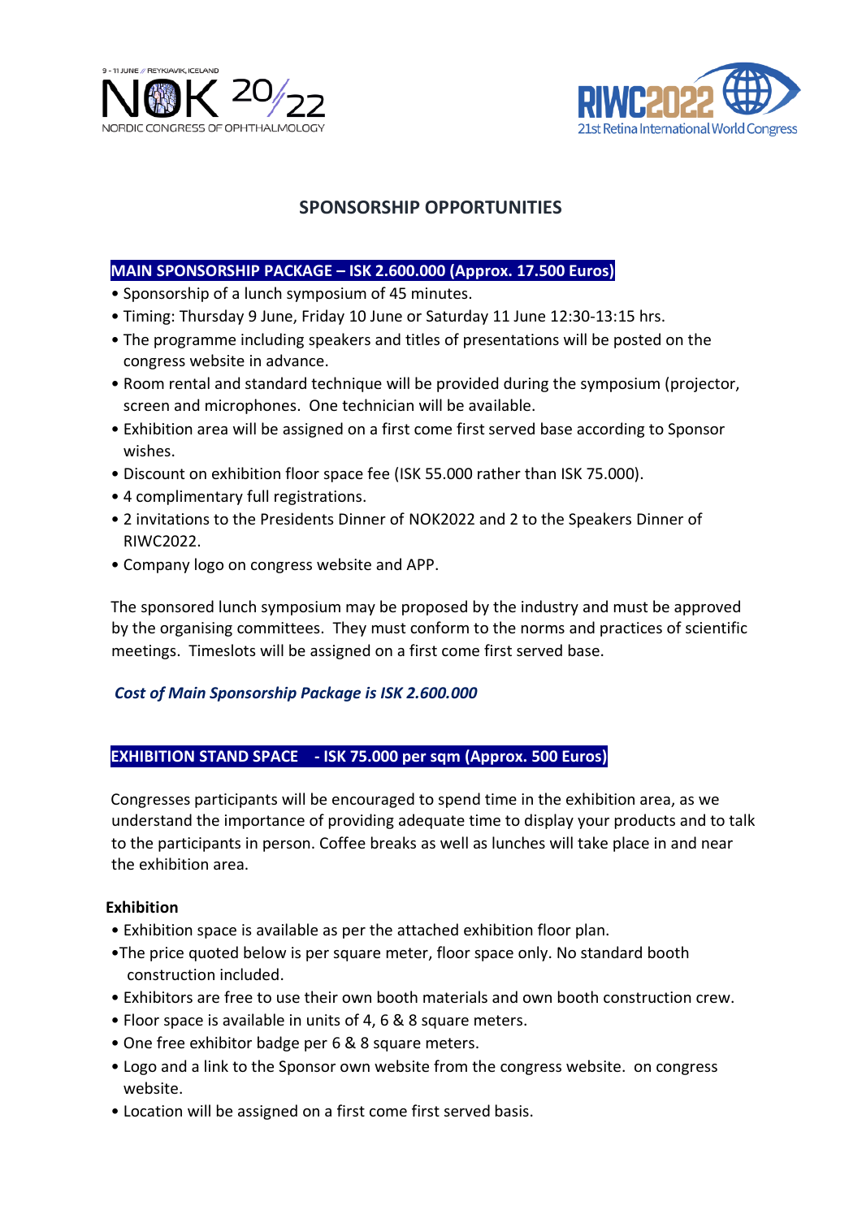9 - 11 JUNE // REYKJAVIK, ICELAND

NOK 20/22

NORDIC CONGRESS OF OPHTHALMOLOGY

RIWC2022

21st Retina International World Congress

# SPONSORSHIP OPPORTUNITIES

## MAIN SPONSORSHIP PACKAGE – ISK 2.600.000 (Approx. 17.500 Euros)

- Sponsorship of a lunch symposium of 45 minutes.
- Timing: Thursday 9 June, Friday 10 June or Saturday 11 June 12:30-13:15 hrs.
- The programme including speakers and titles of presentations will be posted on the congress website in advance.
- Room rental and standard technique will be provided during the symposium (projector, screen and microphones. One technician will be available.
- Exhibition area will be assigned on a first come first served base according to Sponsor wishes.
- Discount on exhibition floor space fee (ISK 55.000 rather than ISK 75.000).
- 4 complimentary full registrations.
- 2 invitations to the Presidents Dinner of NOK2022 and 2 to the Speakers Dinner of RIWC2022.
- Company logo on congress website and APP.

The sponsored lunch symposium may be proposed by the industry and must be approved by the organising committees. They must conform to the norms and practices of scientific meetings. Timeslots will be assigned on a first come first served base.

***Cost of Main Sponsorship Package is ISK 2.600.000***

## EXHIBITION STAND SPACE - ISK 75.000 per sqm (Approx. 500 Euros)

Congresses participants will be encouraged to spend time in the exhibition area, as we understand the importance of providing adequate time to display your products and to talk to the participants in person. Coffee breaks as well as lunches will take place in and near the exhibition area.

### Exhibition

- Exhibition space is available as per the attached exhibition floor plan.
- The price quoted below is per square meter, floor space only. No standard booth construction included.
- Exhibitors are free to use their own booth materials and own booth construction crew.
- Floor space is available in units of 4, 6 & 8 square meters.
- One free exhibitor badge per 6 & 8 square meters.
- Logo and a link to the Sponsor own website from the congress website. on congress website.
- Location will be assigned on a first come first served basis.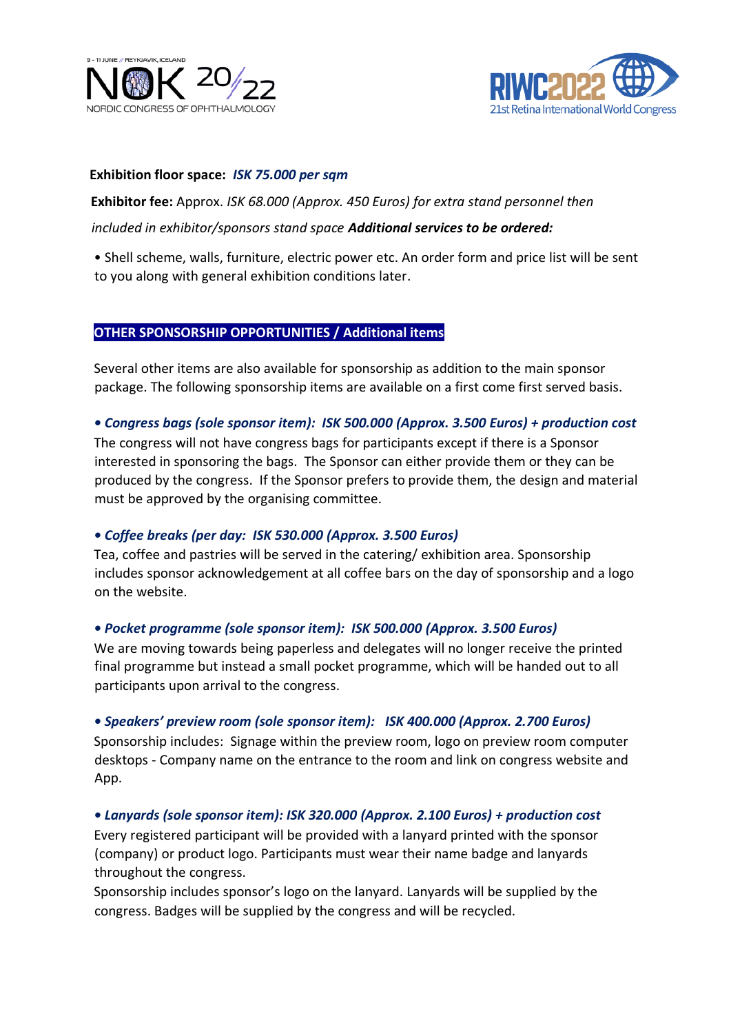**Exhibition floor space:** ***ISK 75.000 per sqm***

**Exhibitor fee:** Approx. *ISK 68.000 (Approx. 450 Euros) for extra stand personnel then included in exhibitor/sponsors stand space* ***Additional services to be ordered:***

• Shell scheme, walls, furniture, electric power etc. An order form and price list will be sent to you along with general exhibition conditions later.

## OTHER SPONSORSHIP OPPORTUNITIES / Additional items

Several other items are also available for sponsorship as addition to the main sponsor package. The following sponsorship items are available on a first come first served basis.

***• Congress bags (sole sponsor item): ISK 500.000 (Approx. 3.500 Euros) + production cost***
The congress will not have congress bags for participants except if there is a Sponsor interested in sponsoring the bags. The Sponsor can either provide them or they can be produced by the congress. If the Sponsor prefers to provide them, the design and material must be approved by the organising committee.

***• Coffee breaks (per day: ISK 530.000 (Approx. 3.500 Euros)***
Tea, coffee and pastries will be served in the catering/ exhibition area. Sponsorship includes sponsor acknowledgement at all coffee bars on the day of sponsorship and a logo on the website.

***• Pocket programme (sole sponsor item): ISK 500.000 (Approx. 3.500 Euros)***
We are moving towards being paperless and delegates will no longer receive the printed final programme but instead a small pocket programme, which will be handed out to all participants upon arrival to the congress.

***• Speakers' preview room (sole sponsor item): ISK 400.000 (Approx. 2.700 Euros)***
Sponsorship includes: Signage within the preview room, logo on preview room computer desktops - Company name on the entrance to the room and link on congress website and App.

***• Lanyards (sole sponsor item): ISK 320.000 (Approx. 2.100 Euros) + production cost***
Every registered participant will be provided with a lanyard printed with the sponsor (company) or product logo. Participants must wear their name badge and lanyards throughout the congress.
Sponsorship includes sponsor's logo on the lanyard. Lanyards will be supplied by the congress. Badges will be supplied by the congress and will be recycled.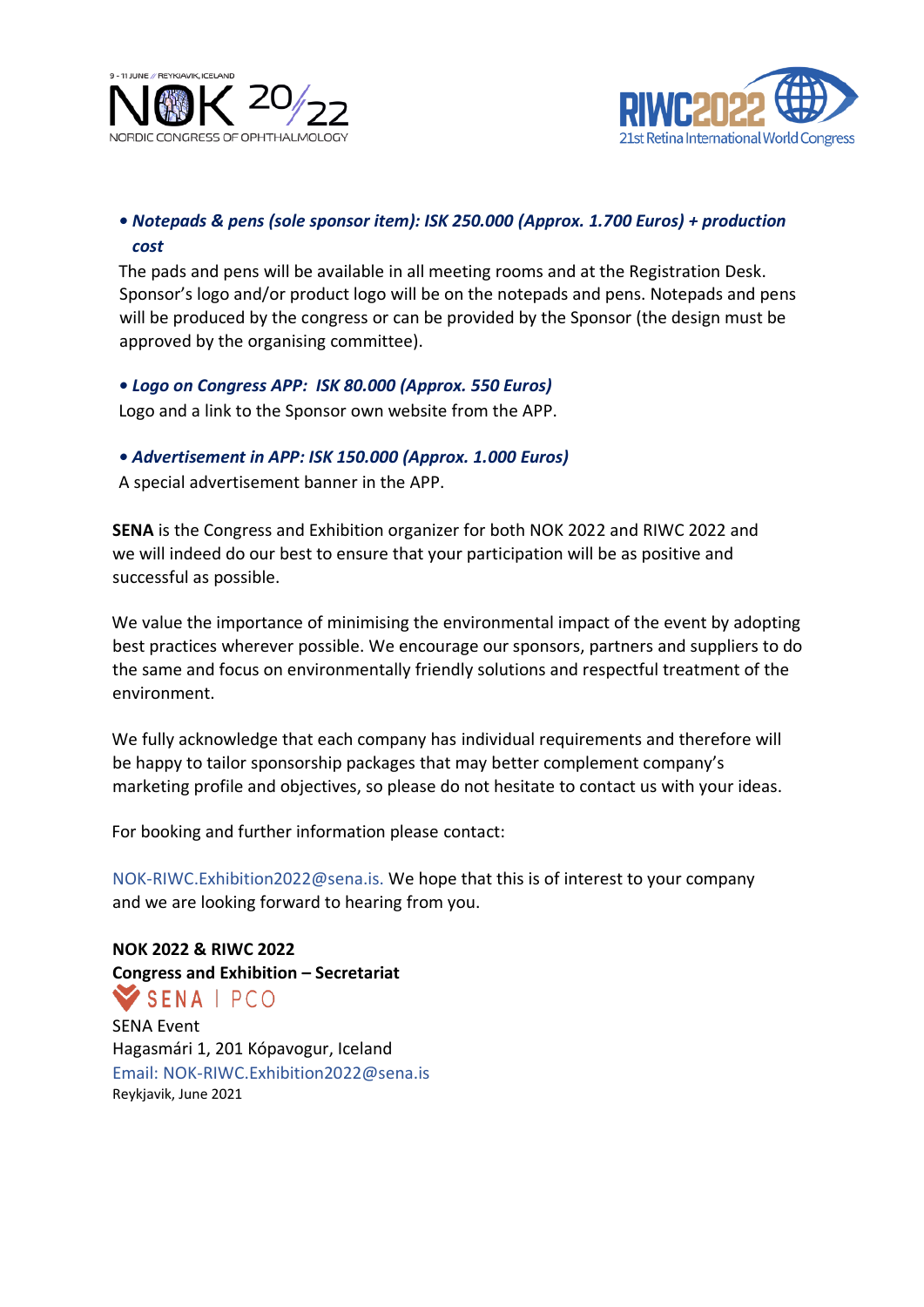- ***Notepads & pens (sole sponsor item): ISK 250.000 (Approx. 1.700 Euros) + production cost***

The pads and pens will be available in all meeting rooms and at the Registration Desk. Sponsor's logo and/or product logo will be on the notepads and pens. Notepads and pens will be produced by the congress or can be provided by the Sponsor (the design must be approved by the organising committee).

- ***Logo on Congress APP: ISK 80.000 (Approx. 550 Euros)***

Logo and a link to the Sponsor own website from the APP.

- ***Advertisement in APP: ISK 150.000 (Approx. 1.000 Euros)***

A special advertisement banner in the APP.

**SENA** is the Congress and Exhibition organizer for both NOK 2022 and RIWC 2022 and we will indeed do our best to ensure that your participation will be as positive and successful as possible.

We value the importance of minimising the environmental impact of the event by adopting best practices wherever possible. We encourage our sponsors, partners and suppliers to do the same and focus on environmentally friendly solutions and respectful treatment of the environment.

We fully acknowledge that each company has individual requirements and therefore will be happy to tailor sponsorship packages that may better complement company's marketing profile and objectives, so please do not hesitate to contact us with your ideas.

For booking and further information please contact:

NOK-RIWC.Exhibition2022@sena.is. We hope that this is of interest to your company and we are looking forward to hearing from you.

**NOK 2022 & RIWC 2022**
**Congress and Exhibition – Secretariat**
SENA | PCO
SENA Event
Hagasmári 1, 201 Kópavogur, Iceland
Email: NOK-RIWC.Exhibition2022@sena.is
Reykjavik, June 2021